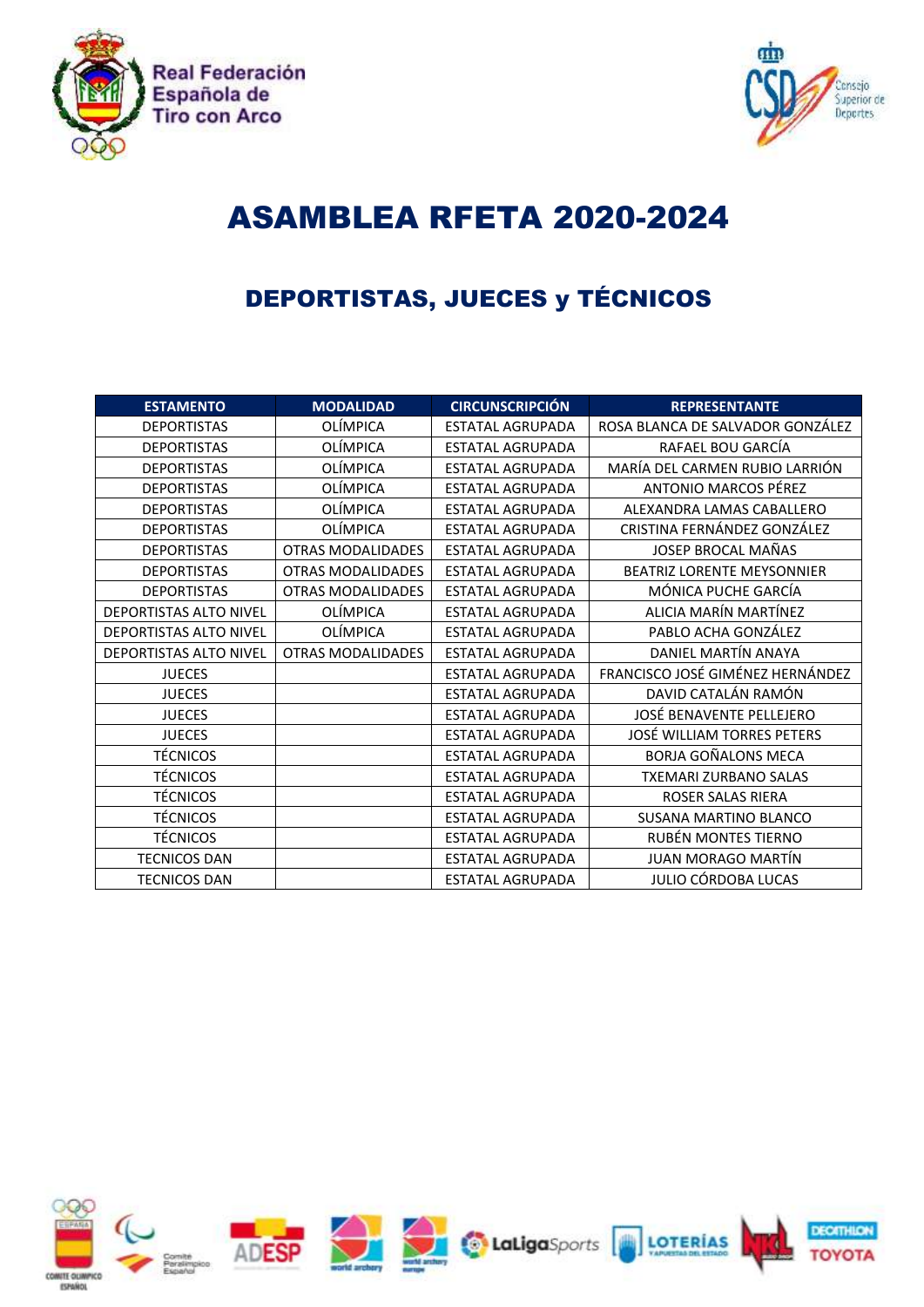Real Federación Española de Tiro con Arco

Consejo Superior de Deportes

# ASAMBLEA RFETA 2020-2024

## DEPORTISTAS, JUECES y TÉCNICOS

| ESTAMENTO | MODALIDAD | CIRCUNSCRIPCIÓN | REPRESENTANTE |
|---|---|---|---|
| DEPORTISTAS | OLÍMPICA | ESTATAL AGRUPADA | ROSA BLANCA DE SALVADOR GONZÁLEZ |
| DEPORTISTAS | OLÍMPICA | ESTATAL AGRUPADA | RAFAEL BOU GARCÍA |
| DEPORTISTAS | OLÍMPICA | ESTATAL AGRUPADA | MARÍA DEL CARMEN RUBIO LARRIÓN |
| DEPORTISTAS | OLÍMPICA | ESTATAL AGRUPADA | ANTONIO MARCOS PÉREZ |
| DEPORTISTAS | OLÍMPICA | ESTATAL AGRUPADA | ALEXANDRA LAMAS CABALLERO |
| DEPORTISTAS | OLÍMPICA | ESTATAL AGRUPADA | CRISTINA FERNÁNDEZ GONZÁLEZ |
| DEPORTISTAS | OTRAS MODALIDADES | ESTATAL AGRUPADA | JOSEP BROCAL MAÑAS |
| DEPORTISTAS | OTRAS MODALIDADES | ESTATAL AGRUPADA | BEATRIZ LORENTE MEYSONNIER |
| DEPORTISTAS | OTRAS MODALIDADES | ESTATAL AGRUPADA | MÓNICA PUCHE GARCÍA |
| DEPORTISTAS ALTO NIVEL | OLÍMPICA | ESTATAL AGRUPADA | ALICIA MARÍN MARTÍNEZ |
| DEPORTISTAS ALTO NIVEL | OLÍMPICA | ESTATAL AGRUPADA | PABLO ACHA GONZÁLEZ |
| DEPORTISTAS ALTO NIVEL | OTRAS MODALIDADES | ESTATAL AGRUPADA | DANIEL MARTÍN ANAYA |
| JUECES | | ESTATAL AGRUPADA | FRANCISCO JOSÉ GIMÉNEZ HERNÁNDEZ |
| JUECES | | ESTATAL AGRUPADA | DAVID CATALÁN RAMÓN |
| JUECES | | ESTATAL AGRUPADA | JOSÉ BENAVENTE PELLEJERO |
| JUECES | | ESTATAL AGRUPADA | JOSÉ WILLIAM TORRES PETERS |
| TÉCNICOS | | ESTATAL AGRUPADA | BORJA GOÑALONS MECA |
| TÉCNICOS | | ESTATAL AGRUPADA | TXEMARI ZURBANO SALAS |
| TÉCNICOS | | ESTATAL AGRUPADA | ROSER SALAS RIERA |
| TÉCNICOS | | ESTATAL AGRUPADA | SUSANA MARTINO BLANCO |
| TÉCNICOS | | ESTATAL AGRUPADA | RUBÉN MONTES TIERNO |
| TECNICOS DAN | | ESTATAL AGRUPADA | JUAN MORAGO MARTÍN |
| TECNICOS DAN | | ESTATAL AGRUPADA | JULIO CÓRDOBA LUCAS |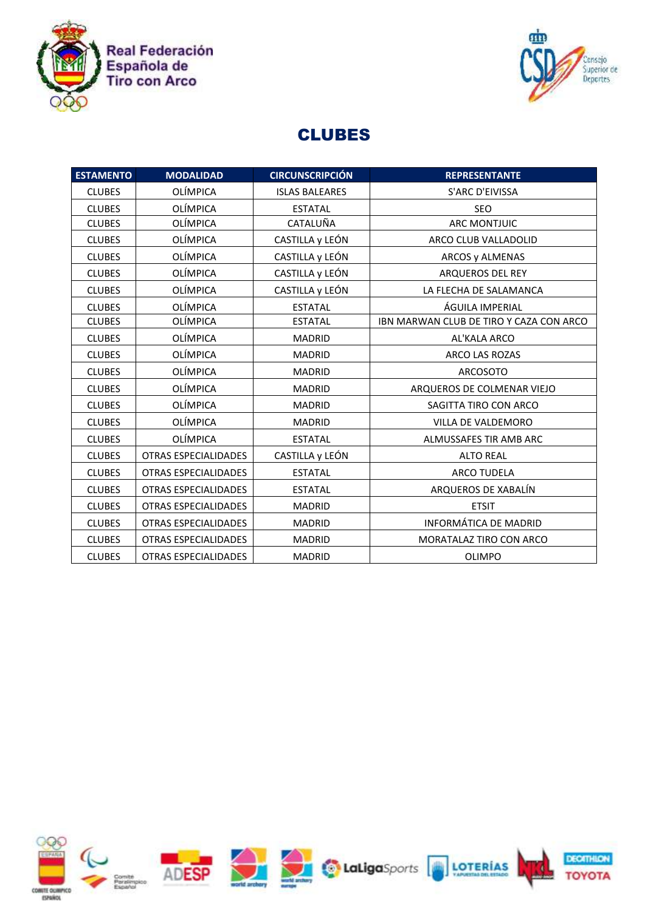# CLUBES

| ESTAMENTO | MODALIDAD | CIRCUNSCRIPCIÓN | REPRESENTANTE |
|---|---|---|---|
| CLUBES | OLÍMPICA | ISLAS BALEARES | S'ARC D'EIVISSA |
| CLUBES | OLÍMPICA | ESTATAL | SEO |
| CLUBES | OLÍMPICA | CATALUÑA | ARC MONTJUIC |
| CLUBES | OLÍMPICA | CASTILLA y LEÓN | ARCO CLUB VALLADOLID |
| CLUBES | OLÍMPICA | CASTILLA y LEÓN | ARCOS y ALMENAS |
| CLUBES | OLÍMPICA | CASTILLA y LEÓN | ARQUEROS DEL REY |
| CLUBES | OLÍMPICA | CASTILLA y LEÓN | LA FLECHA DE SALAMANCA |
| CLUBES | OLÍMPICA | ESTATAL | ÁGUILA IMPERIAL |
| CLUBES | OLÍMPICA | ESTATAL | IBN MARWAN CLUB DE TIRO Y CAZA CON ARCO |
| CLUBES | OLÍMPICA | MADRID | AL'KALA ARCO |
| CLUBES | OLÍMPICA | MADRID | ARCO LAS ROZAS |
| CLUBES | OLÍMPICA | MADRID | ARCOSOTO |
| CLUBES | OLÍMPICA | MADRID | ARQUEROS DE COLMENAR VIEJO |
| CLUBES | OLÍMPICA | MADRID | SAGITTA TIRO CON ARCO |
| CLUBES | OLÍMPICA | MADRID | VILLA DE VALDEMORO |
| CLUBES | OLÍMPICA | ESTATAL | ALMUSSAFES TIR AMB ARC |
| CLUBES | OTRAS ESPECIALIDADES | CASTILLA y LEÓN | ALTO REAL |
| CLUBES | OTRAS ESPECIALIDADES | ESTATAL | ARCO TUDELA |
| CLUBES | OTRAS ESPECIALIDADES | ESTATAL | ARQUEROS DE XABALÍN |
| CLUBES | OTRAS ESPECIALIDADES | MADRID | ETSIT |
| CLUBES | OTRAS ESPECIALIDADES | MADRID | INFORMÁTICA DE MADRID |
| CLUBES | OTRAS ESPECIALIDADES | MADRID | MORATALAZ TIRO CON ARCO |
| CLUBES | OTRAS ESPECIALIDADES | MADRID | OLIMPO |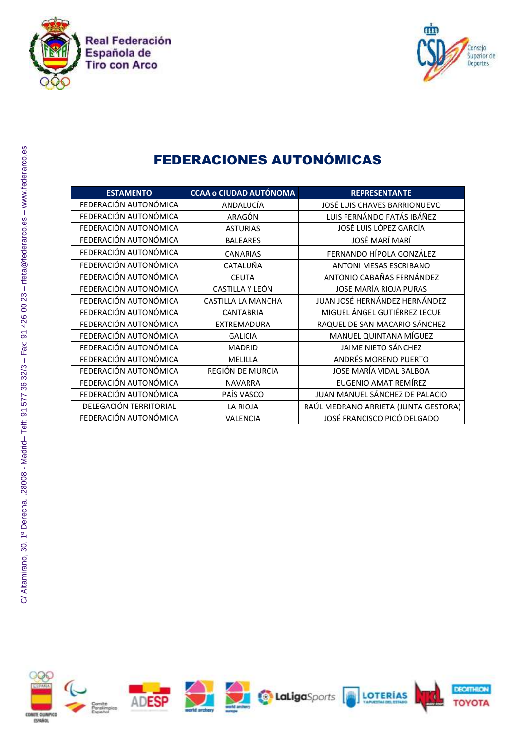# FEDERACIONES AUTONÓMICAS

| ESTAMENTO | CCAA o CIUDAD AUTÓNOMA | REPRESENTANTE |
|---|---|---|
| FEDERACIÓN AUTONÓMICA | ANDALUCÍA | JOSÉ LUIS CHAVES BARRIONUEVO |
| FEDERACIÓN AUTONÓMICA | ARAGÓN | LUIS FERNÁNDO FATÁS IBÁÑEZ |
| FEDERACIÓN AUTONÓMICA | ASTURIAS | JOSÉ LUIS LÓPEZ GARCÍA |
| FEDERACIÓN AUTONÓMICA | BALEARES | JOSÉ MARÍ MARÍ |
| FEDERACIÓN AUTONÓMICA | CANARIAS | FERNANDO HÍPOLA GONZÁLEZ |
| FEDERACIÓN AUTONÓMICA | CATALUÑA | ANTONI MESAS ESCRIBANO |
| FEDERACIÓN AUTONÓMICA | CEUTA | ANTONIO CABAÑAS FERNÁNDEZ |
| FEDERACIÓN AUTONÓMICA | CASTILLA Y LEÓN | JOSE MARÍA RIOJA PURAS |
| FEDERACIÓN AUTONÓMICA | CASTILLA LA MANCHA | JUAN JOSÉ HERNÁNDEZ HERNÁNDEZ |
| FEDERACIÓN AUTONÓMICA | CANTABRIA | MIGUEL ÁNGEL GUTIÉRREZ LECUE |
| FEDERACIÓN AUTONÓMICA | EXTREMADURA | RAQUEL DE SAN MACARIO SÁNCHEZ |
| FEDERACIÓN AUTONÓMICA | GALICIA | MANUEL QUINTANA MÍGUEZ |
| FEDERACIÓN AUTONÓMICA | MADRID | JAIME NIETO SÁNCHEZ |
| FEDERACIÓN AUTONÓMICA | MELILLA | ANDRÉS MORENO PUERTO |
| FEDERACIÓN AUTONÓMICA | REGIÓN DE MURCIA | JOSE MARÍA VIDAL BALBOA |
| FEDERACIÓN AUTONÓMICA | NAVARRA | EUGENIO AMAT REMÍREZ |
| FEDERACIÓN AUTONÓMICA | PAÍS VASCO | JUAN MANUEL SÁNCHEZ DE PALACIO |
| DELEGACIÓN TERRITORIAL | LA RIOJA | RAÚL MEDRANO ARRIETA (JUNTA GESTORA) |
| FEDERACIÓN AUTONÓMICA | VALENCIA | JOSÉ FRANCISCO PICÓ DELGADO |